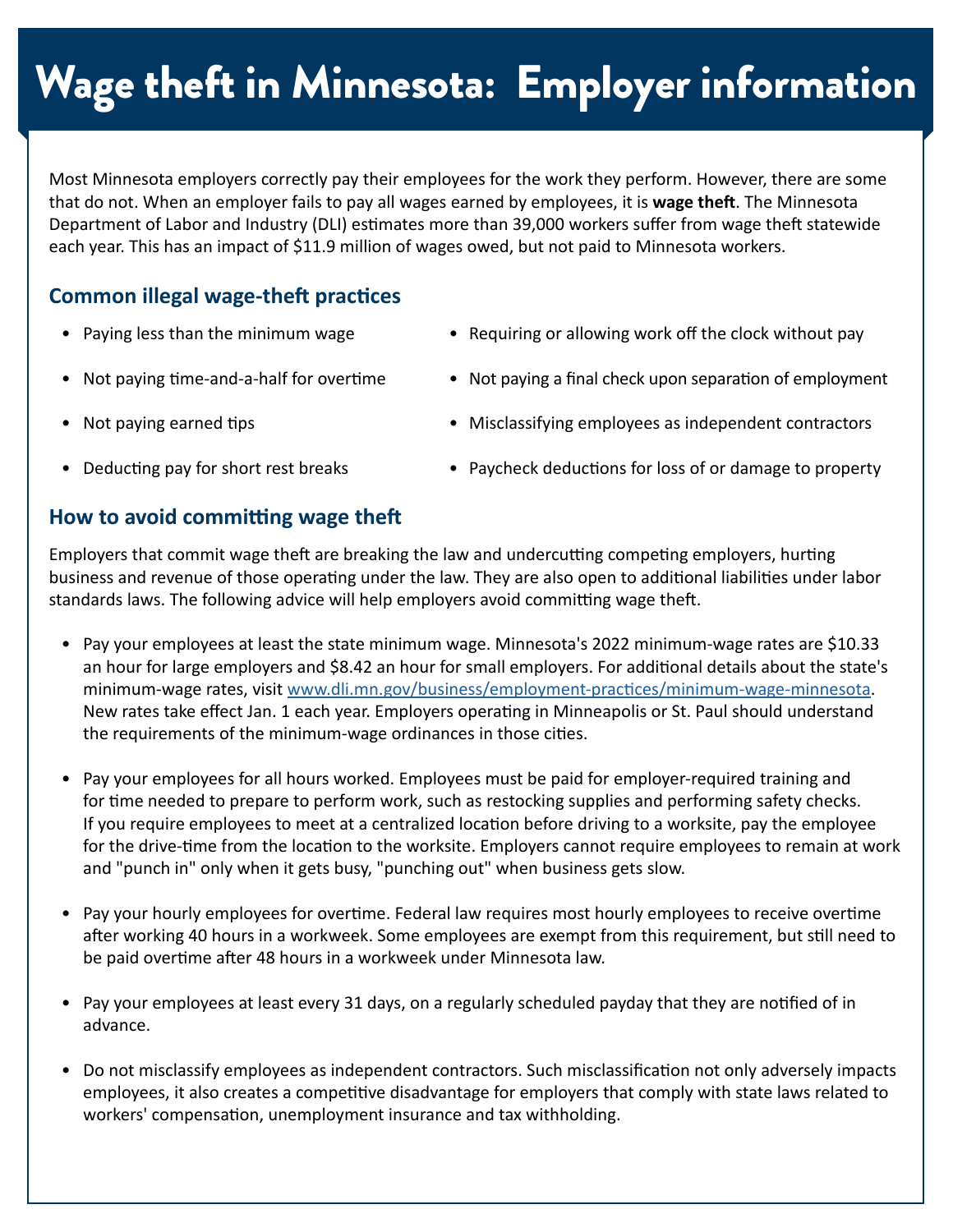# Wage theft in Minnesota: Employer information

Most Minnesota employers correctly pay their employees for the work they perform. However, there are some that do not. When an employer fails to pay all wages earned by employees, it is **wage theft**. The Minnesota Department of Labor and Industry (DLI) estimates more than 39,000 workers suffer from wage theft statewide each year. This has an impact of $11.9 million of wages owed, but not paid to Minnesota workers.

## Common illegal wage-theft practices

- Paying less than the minimum wage
- Not paying time-and-a-half for overtime
- Not paying earned tips
- Deducting pay for short rest breaks
- Requiring or allowing work off the clock without pay
- Not paying a final check upon separation of employment
- Misclassifying employees as independent contractors
- Paycheck deductions for loss of or damage to property

## How to avoid committing wage theft

Employers that commit wage theft are breaking the law and undercutting competing employers, hurting business and revenue of those operating under the law. They are also open to additional liabilities under labor standards laws. The following advice will help employers avoid committing wage theft.

- Pay your employees at least the state minimum wage. Minnesota's 2022 minimum-wage rates are $10.33 an hour for large employers and $8.42 an hour for small employers. For additional details about the state's minimum-wage rates, visit [www.dli.mn.gov/business/employment-practices/minimum-wage-minnesota](www.dli.mn.gov/business/employment-practices/minimum-wage-minnesota). New rates take effect Jan. 1 each year. Employers operating in Minneapolis or St. Paul should understand the requirements of the minimum-wage ordinances in those cities.

- Pay your employees for all hours worked. Employees must be paid for employer-required training and for time needed to prepare to perform work, such as restocking supplies and performing safety checks. If you require employees to meet at a centralized location before driving to a worksite, pay the employee for the drive-time from the location to the worksite. Employers cannot require employees to remain at work and "punch in" only when it gets busy, "punching out" when business gets slow.

- Pay your hourly employees for overtime. Federal law requires most hourly employees to receive overtime after working 40 hours in a workweek. Some employees are exempt from this requirement, but still need to be paid overtime after 48 hours in a workweek under Minnesota law.

- Pay your employees at least every 31 days, on a regularly scheduled payday that they are notified of in advance.

- Do not misclassify employees as independent contractors. Such misclassification not only adversely impacts employees, it also creates a competitive disadvantage for employers that comply with state laws related to workers' compensation, unemployment insurance and tax withholding.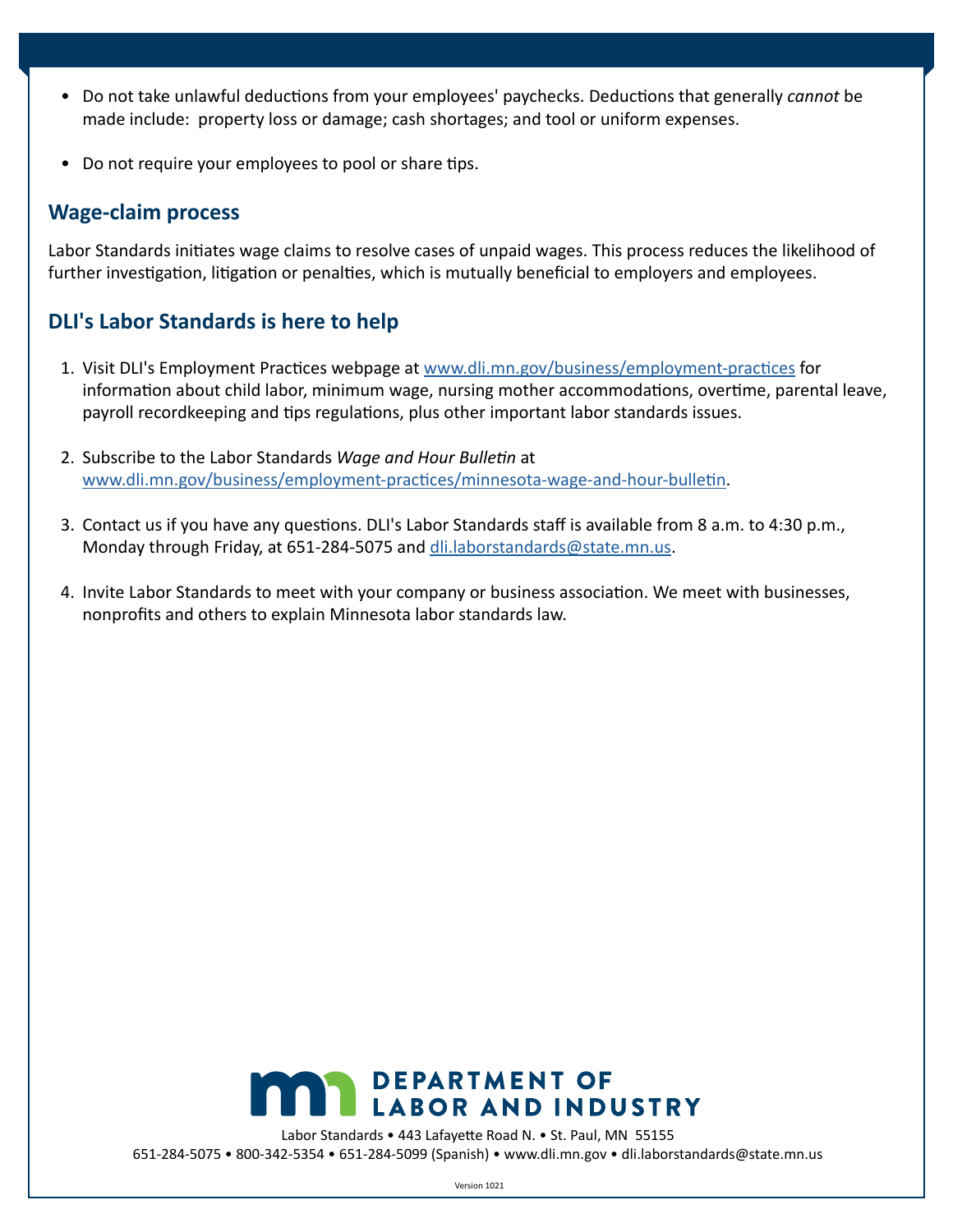- Do not take unlawful deductions from your employees' paychecks. Deductions that generally *cannot* be made include: property loss or damage; cash shortages; and tool or uniform expenses.

- Do not require your employees to pool or share tips.

## Wage-claim process

Labor Standards initiates wage claims to resolve cases of unpaid wages. This process reduces the likelihood of further investigation, litigation or penalties, which is mutually beneficial to employers and employees.

## DLI's Labor Standards is here to help

1. Visit DLI's Employment Practices webpage at [www.dli.mn.gov/business/employment-practices](www.dli.mn.gov/business/employment-practices) for information about child labor, minimum wage, nursing mother accommodations, overtime, parental leave, payroll recordkeeping and tips regulations, plus other important labor standards issues.

2. Subscribe to the Labor Standards *Wage and Hour Bulletin* at [www.dli.mn.gov/business/employment-practices/minnesota-wage-and-hour-bulletin](www.dli.mn.gov/business/employment-practices/minnesota-wage-and-hour-bulletin).

3. Contact us if you have any questions. DLI's Labor Standards staff is available from 8 a.m. to 4:30 p.m., Monday through Friday, at 651-284-5075 and [dli.laborstandards@state.mn.us](mailto:dli.laborstandards@state.mn.us).

4. Invite Labor Standards to meet with your company or business association. We meet with businesses, nonprofits and others to explain Minnesota labor standards law.

**DEPARTMENT OF LABOR AND INDUSTRY**

Labor Standards • 443 Lafayette Road N. • St. Paul, MN 55155

651-284-5075 • 800-342-5354 • 651-284-5099 (Spanish) • www.dli.mn.gov • dli.laborstandards@state.mn.us

Version 1021